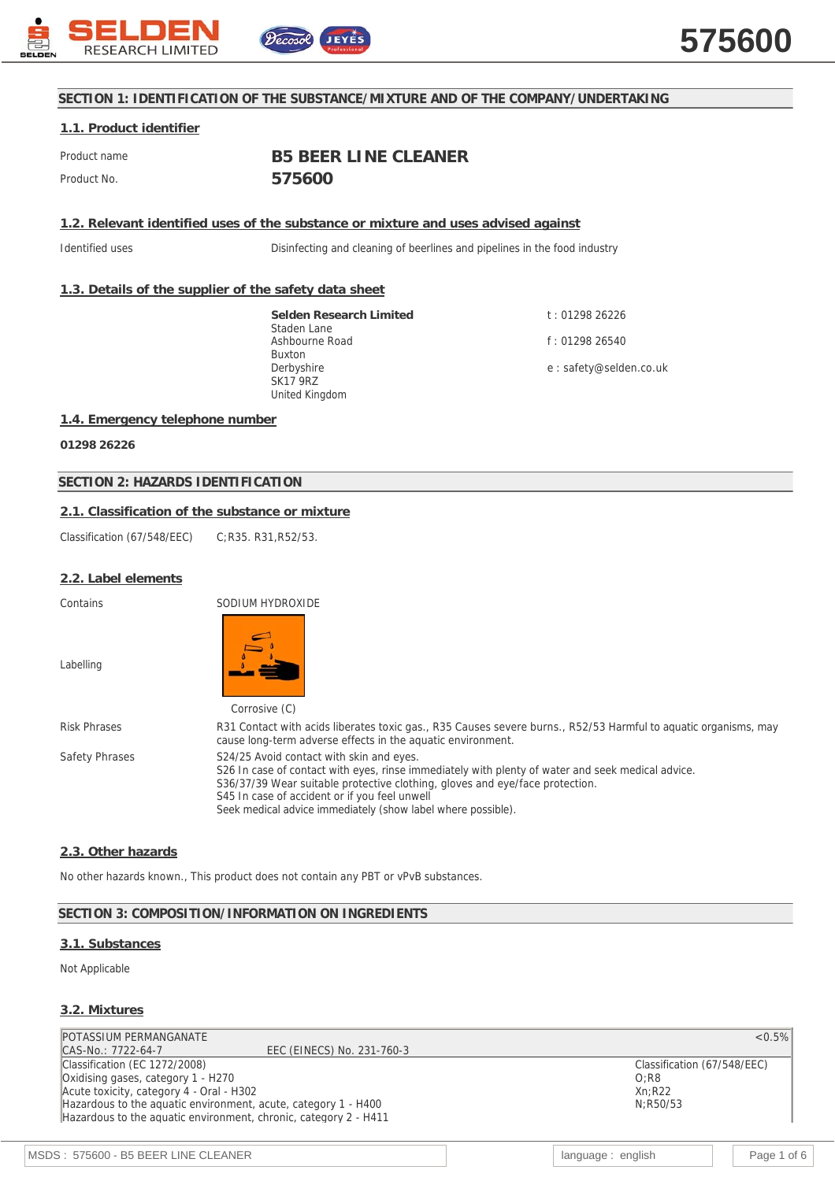## SECTION 1: IDENTIFICATION OF THE SUBSTANCE/MIXTURE AND OF THE COMPANY/UNDERTAKING

### 1.1. Product identifier

Product name **B5 BEER LINE CLEANER**

Product No. **575600**

### 1.2. Relevant identified uses of the substance or mixture and uses advised against

Identified uses Disinfecting and cleaning of beerlines and pipelines in the food industry

### 1.3. Details of the supplier of the safety data sheet

**Selden Research Limited**
Staden Lane
Ashbourne Road
Buxton
Derbyshire
SK17 9RZ
United Kingdom

t : 01298 26226

f : 01298 26540

e : safety@selden.co.uk

### 1.4. Emergency telephone number

**01298 26226**

## SECTION 2: HAZARDS IDENTIFICATION

### 2.1. Classification of the substance or mixture

Classification (67/548/EEC) C;R35. R31,R52/53.

### 2.2. Label elements

Contains SODIUM HYDROXIDE

Labelling

Corrosive (C)

Risk Phrases R31 Contact with acids liberates toxic gas., R35 Causes severe burns., R52/53 Harmful to aquatic organisms, may cause long-term adverse effects in the aquatic environment.

Safety Phrases S24/25 Avoid contact with skin and eyes.
S26 In case of contact with eyes, rinse immediately with plenty of water and seek medical advice.
S36/37/39 Wear suitable protective clothing, gloves and eye/face protection.
S45 In case of accident or if you feel unwell
Seek medical advice immediately (show label where possible).

### 2.3. Other hazards

No other hazards known., This product does not contain any PBT or vPvB substances.

## SECTION 3: COMPOSITION/INFORMATION ON INGREDIENTS

### 3.1. Substances

Not Applicable

### 3.2. Mixtures

| POTASSIUM PERMANGANATE | | <0.5% |
|---|---|---|
| CAS-No.: 7722-64-7 | EEC (EINECS) No. 231-760-3 | |
| Classification (EC 1272/2008)<br>Oxidising gases, category 1 - H270<br>Acute toxicity, category 4 - Oral - H302<br>Hazardous to the aquatic environment, acute, category 1 - H400<br>Hazardous to the aquatic environment, chronic, category 2 - H411 | | Classification (67/548/EEC)<br>O;R8<br>Xn;R22<br>N;R50/53 |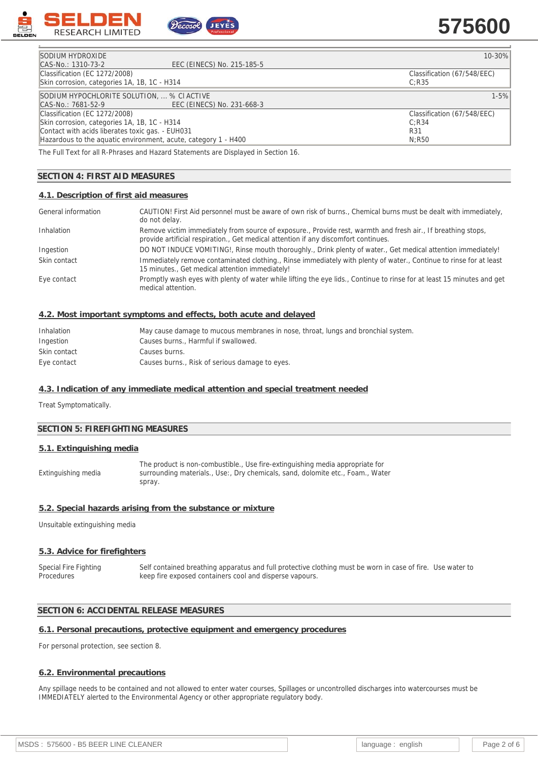| SODIUM HYDROXIDE | | 10-30% |
|---|---|---|
| CAS-No.: 1310-73-2 | EEC (EINECS) No. 215-185-5 | |
| Classification (EC 1272/2008)<br>Skin corrosion, categories 1A, 1B, 1C - H314 | | Classification (67/548/EEC)<br>C;R35 |

| SODIUM HYPOCHLORITE SOLUTION, ... % Cl ACTIVE | | 1-5% |
|---|---|---|
| CAS-No.: 7681-52-9 | EEC (EINECS) No. 231-668-3 | |
| Classification (EC 1272/2008)<br>Skin corrosion, categories 1A, 1B, 1C - H314<br>Contact with acids liberates toxic gas. - EUH031<br>Hazardous to the aquatic environment, acute, category 1 - H400 | | Classification (67/548/EEC)<br>C;R34<br>R31<br>N;R50 |

The Full Text for all R-Phrases and Hazard Statements are Displayed in Section 16.

## SECTION 4: FIRST AID MEASURES

### 4.1. Description of first aid measures

| | |
|---|---|
| General information | CAUTION! First Aid personnel must be aware of own risk of burns., Chemical burns must be dealt with immediately, do not delay. |
| Inhalation | Remove victim immediately from source of exposure., Provide rest, warmth and fresh air., If breathing stops, provide artificial respiration., Get medical attention if any discomfort continues. |
| Ingestion | DO NOT INDUCE VOMITING!, Rinse mouth thoroughly., Drink plenty of water., Get medical attention immediately! |
| Skin contact | Immediately remove contaminated clothing., Rinse immediately with plenty of water., Continue to rinse for at least 15 minutes., Get medical attention immediately! |
| Eye contact | Promptly wash eyes with plenty of water while lifting the eye lids., Continue to rinse for at least 15 minutes and get medical attention. |

### 4.2. Most important symptoms and effects, both acute and delayed

| | |
|---|---|
| Inhalation | May cause damage to mucous membranes in nose, throat, lungs and bronchial system. |
| Ingestion | Causes burns., Harmful if swallowed. |
| Skin contact | Causes burns. |
| Eye contact | Causes burns., Risk of serious damage to eyes. |

### 4.3. Indication of any immediate medical attention and special treatment needed

Treat Symptomatically.

## SECTION 5: FIREFIGHTING MEASURES

### 5.1. Extinguishing media

| | |
|---|---|
| Extinguishing media | The product is non-combustible., Use fire-extinguishing media appropriate for surrounding materials., Use:, Dry chemicals, sand, dolomite etc., Foam., Water spray. |

### 5.2. Special hazards arising from the substance or mixture

Unsuitable extinguishing media

### 5.3. Advice for firefighters

| | |
|---|---|
| Special Fire Fighting Procedures | Self contained breathing apparatus and full protective clothing must be worn in case of fire. Use water to keep fire exposed containers cool and disperse vapours. |

## SECTION 6: ACCIDENTAL RELEASE MEASURES

### 6.1. Personal precautions, protective equipment and emergency procedures

For personal protection, see section 8.

### 6.2. Environmental precautions

Any spillage needs to be contained and not allowed to enter water courses, Spillages or uncontrolled discharges into watercourses must be IMMEDIATELY alerted to the Environmental Agency or other appropriate regulatory body.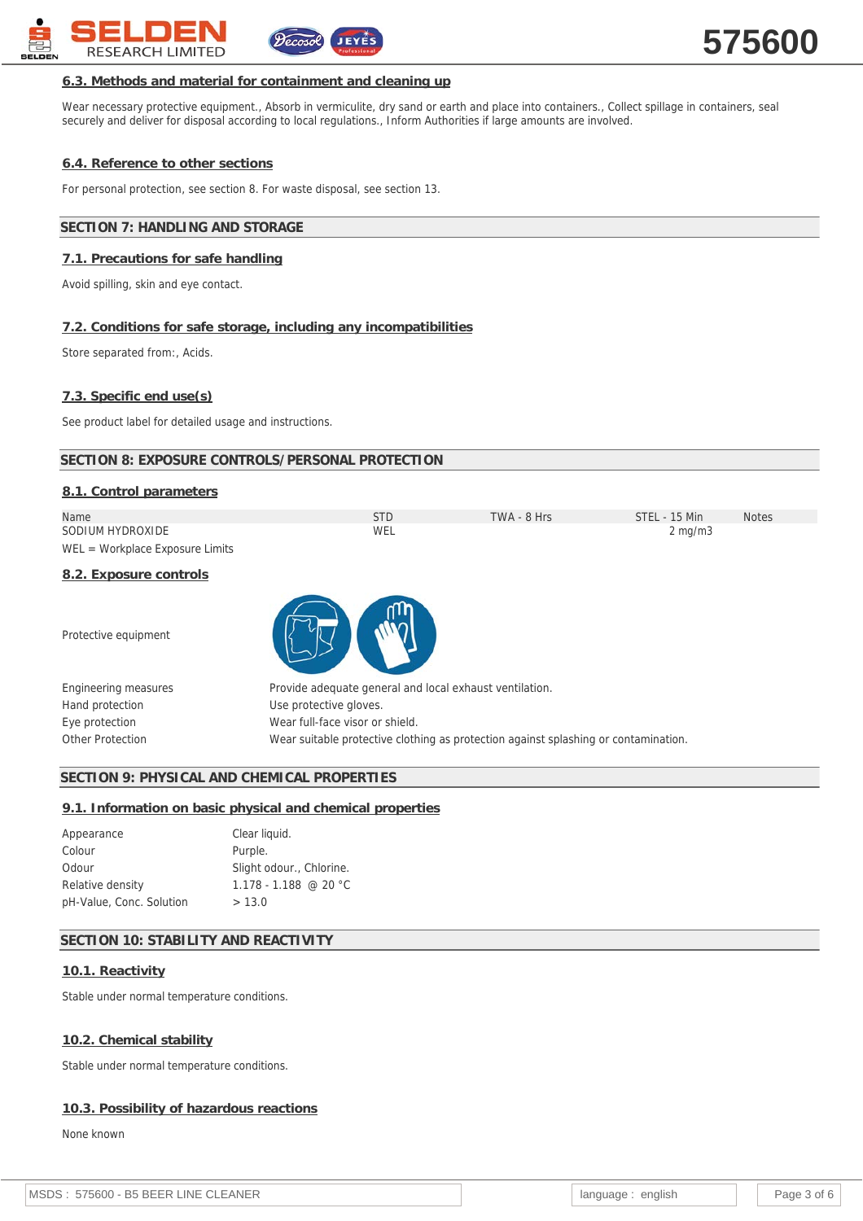### 6.3. Methods and material for containment and cleaning up

Wear necessary protective equipment., Absorb in vermiculite, dry sand or earth and place into containers., Collect spillage in containers, seal securely and deliver for disposal according to local regulations., Inform Authorities if large amounts are involved.

### 6.4. Reference to other sections

For personal protection, see section 8. For waste disposal, see section 13.

## SECTION 7: HANDLING AND STORAGE

### 7.1. Precautions for safe handling

Avoid spilling, skin and eye contact.

### 7.2. Conditions for safe storage, including any incompatibilities

Store separated from:, Acids.

### 7.3. Specific end use(s)

See product label for detailed usage and instructions.

## SECTION 8: EXPOSURE CONTROLS/PERSONAL PROTECTION

### 8.1. Control parameters

| Name | STD | TWA - 8 Hrs | STEL - 15 Min | Notes |
|---|---|---|---|---|
| SODIUM HYDROXIDE | WEL | | 2 mg/m3 | |

WEL = Workplace Exposure Limits

### 8.2. Exposure controls

Protective equipment

| | |
|---|---|
| Engineering measures | Provide adequate general and local exhaust ventilation. |
| Hand protection | Use protective gloves. |
| Eye protection | Wear full-face visor or shield. |
| Other Protection | Wear suitable protective clothing as protection against splashing or contamination. |

## SECTION 9: PHYSICAL AND CHEMICAL PROPERTIES

### 9.1. Information on basic physical and chemical properties

| | |
|---|---|
| Appearance | Clear liquid. |
| Colour | Purple. |
| Odour | Slight odour., Chlorine. |
| Relative density | 1.178 - 1.188 @ 20 °C |
| pH-Value, Conc. Solution | > 13.0 |

## SECTION 10: STABILITY AND REACTIVITY

### 10.1. Reactivity

Stable under normal temperature conditions.

### 10.2. Chemical stability

Stable under normal temperature conditions.

### 10.3. Possibility of hazardous reactions

None known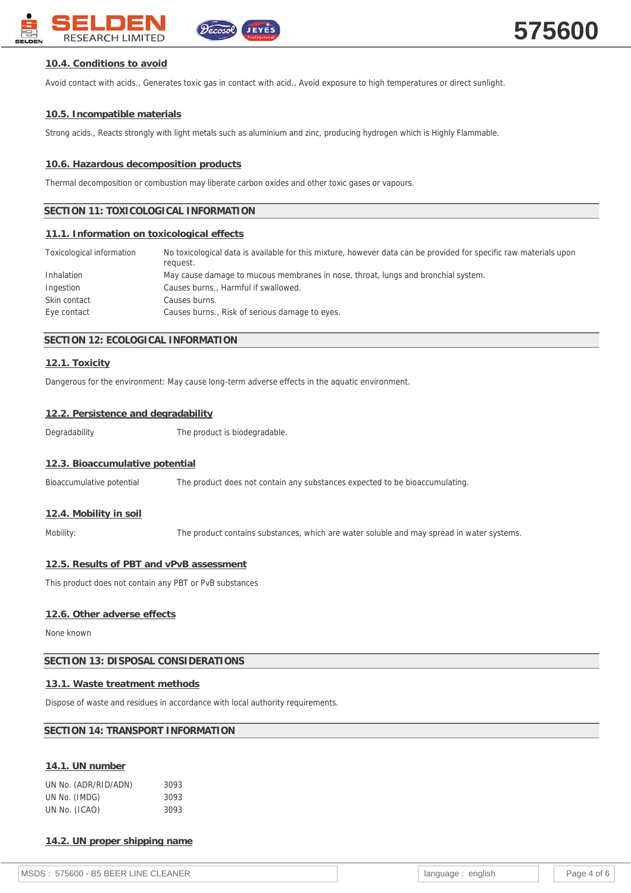### 10.4. Conditions to avoid

Avoid contact with acids., Generates toxic gas in contact with acid., Avoid exposure to high temperatures or direct sunlight.

### 10.5. Incompatible materials

Strong acids., Reacts strongly with light metals such as aluminium and zinc, producing hydrogen which is Highly Flammable.

### 10.6. Hazardous decomposition products

Thermal decomposition or combustion may liberate carbon oxides and other toxic gases or vapours.

## SECTION 11: TOXICOLOGICAL INFORMATION

### 11.1. Information on toxicological effects

| | |
|---|---|
| Toxicological information | No toxicological data is available for this mixture, however data can be provided for specific raw materials upon request. |
| Inhalation | May cause damage to mucous membranes in nose, throat, lungs and bronchial system. |
| Ingestion | Causes burns., Harmful if swallowed. |
| Skin contact | Causes burns. |
| Eye contact | Causes burns., Risk of serious damage to eyes. |

## SECTION 12: ECOLOGICAL INFORMATION

### 12.1. Toxicity

Dangerous for the environment: May cause long-term adverse effects in the aquatic environment.

### 12.2. Persistence and degradability

| | |
|---|---|
| Degradability | The product is biodegradable. |

### 12.3. Bioaccumulative potential

| | |
|---|---|
| Bioaccumulative potential | The product does not contain any substances expected to be bioaccumulating. |

### 12.4. Mobility in soil

| | |
|---|---|
| Mobility: | The product contains substances, which are water soluble and may spread in water systems. |

### 12.5. Results of PBT and vPvB assessment

This product does not contain any PBT or PvB substances

### 12.6. Other adverse effects

None known

## SECTION 13: DISPOSAL CONSIDERATIONS

### 13.1. Waste treatment methods

Dispose of waste and residues in accordance with local authority requirements.

## SECTION 14: TRANSPORT INFORMATION

### 14.1. UN number

| | |
|---|---|
| UN No. (ADR/RID/ADN) | 3093 |
| UN No. (IMDG) | 3093 |
| UN No. (ICAO) | 3093 |

### 14.2. UN proper shipping name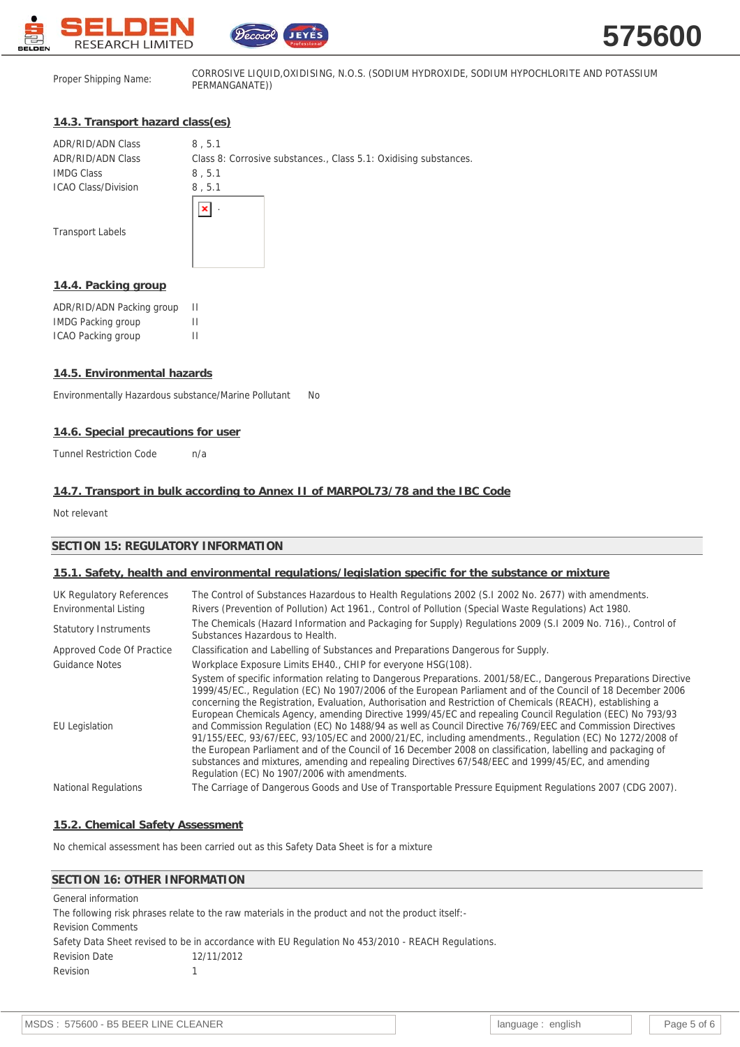| | |
|---|---|
| Proper Shipping Name: | CORROSIVE LIQUID,OXIDISING, N.O.S. (SODIUM HYDROXIDE, SODIUM HYPOCHLORITE AND POTASSIUM PERMANGANATE)) |

### 14.3. Transport hazard class(es)

| | |
|---|---|
| ADR/RID/ADN Class | 8 , 5.1 |
| ADR/RID/ADN Class | Class 8: Corrosive substances., Class 5.1: Oxidising substances. |
| IMDG Class | 8 , 5.1 |
| ICAO Class/Division | 8 , 5.1 |
| Transport Labels | . |

### 14.4. Packing group

| | |
|---|---|
| ADR/RID/ADN Packing group | II |
| IMDG Packing group | II |
| ICAO Packing group | II |

### 14.5. Environmental hazards

Environmentally Hazardous substance/Marine Pollutant No

### 14.6. Special precautions for user

Tunnel Restriction Code n/a

### 14.7. Transport in bulk according to Annex II of MARPOL73/78 and the IBC Code

Not relevant

## SECTION 15: REGULATORY INFORMATION

### 15.1. Safety, health and environmental regulations/legislation specific for the substance or mixture

| | |
|---|---|
| UK Regulatory References | The Control of Substances Hazardous to Health Regulations 2002 (S.I 2002 No. 2677) with amendments. |
| Environmental Listing | Rivers (Prevention of Pollution) Act 1961., Control of Pollution (Special Waste Regulations) Act 1980. |
| Statutory Instruments | The Chemicals (Hazard Information and Packaging for Supply) Regulations 2009 (S.I 2009 No. 716)., Control of Substances Hazardous to Health. |
| Approved Code Of Practice | Classification and Labelling of Substances and Preparations Dangerous for Supply. |
| Guidance Notes | Workplace Exposure Limits EH40., CHIP for everyone HSG(108). |
| EU Legislation | System of specific information relating to Dangerous Preparations. 2001/58/EC., Dangerous Preparations Directive 1999/45/EC., Regulation (EC) No 1907/2006 of the European Parliament and of the Council of 18 December 2006 concerning the Registration, Evaluation, Authorisation and Restriction of Chemicals (REACH), establishing a European Chemicals Agency, amending Directive 1999/45/EC and repealing Council Regulation (EEC) No 793/93 and Commission Regulation (EC) No 1488/94 as well as Council Directive 76/769/EEC and Commission Directives 91/155/EEC, 93/67/EEC, 93/105/EC and 2000/21/EC, including amendments., Regulation (EC) No 1272/2008 of the European Parliament and of the Council of 16 December 2008 on classification, labelling and packaging of substances and mixtures, amending and repealing Directives 67/548/EEC and 1999/45/EC, and amending Regulation (EC) No 1907/2006 with amendments. |
| National Regulations | The Carriage of Dangerous Goods and Use of Transportable Pressure Equipment Regulations 2007 (CDG 2007). |

### 15.2. Chemical Safety Assessment

No chemical assessment has been carried out as this Safety Data Sheet is for a mixture

## SECTION 16: OTHER INFORMATION

General information

The following risk phrases relate to the raw materials in the product and not the product itself:-

Revision Comments

Safety Data Sheet revised to be in accordance with EU Regulation No 453/2010 - REACH Regulations.

| | |
|---|---|
| Revision Date | 12/11/2012 |
| Revision | 1 |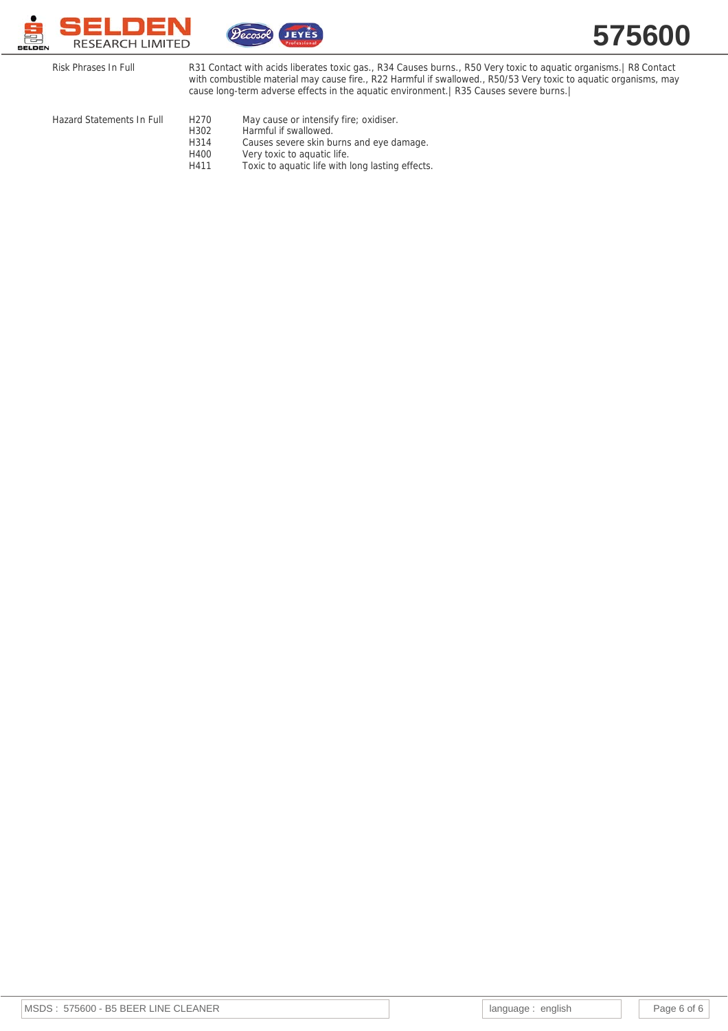| | |
|---|---|
| Risk Phrases In Full | R31 Contact with acids liberates toxic gas., R34 Causes burns., R50 Very toxic to aquatic organisms.\| R8 Contact with combustible material may cause fire., R22 Harmful if swallowed., R50/53 Very toxic to aquatic organisms, may cause long-term adverse effects in the aquatic environment.\| R35 Causes severe burns.\| |

| | | |
|---|---|---|
| Hazard Statements In Full | H270 | May cause or intensify fire; oxidiser. |
| | H302 | Harmful if swallowed. |
| | H314 | Causes severe skin burns and eye damage. |
| | H400 | Very toxic to aquatic life. |
| | H411 | Toxic to aquatic life with long lasting effects. |